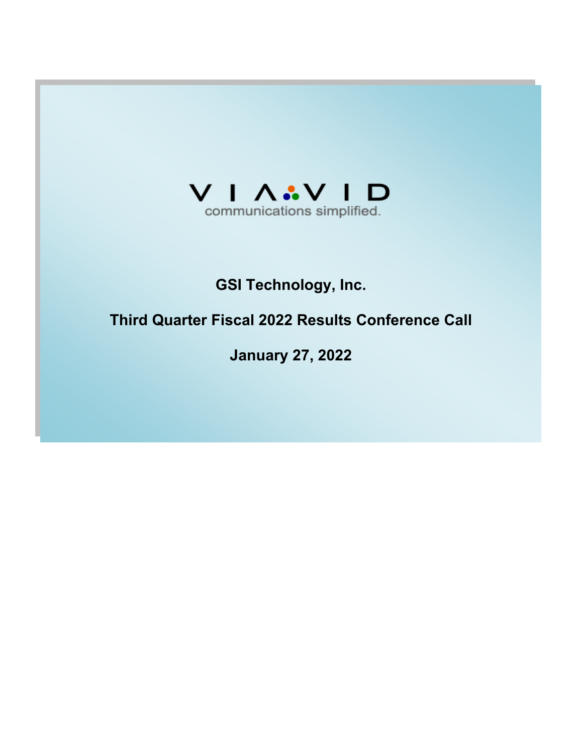VIAVID

communications simplified.

**GSI Technology, Inc.**

**Third Quarter Fiscal 2022 Results Conference Call**

**January 27, 2022**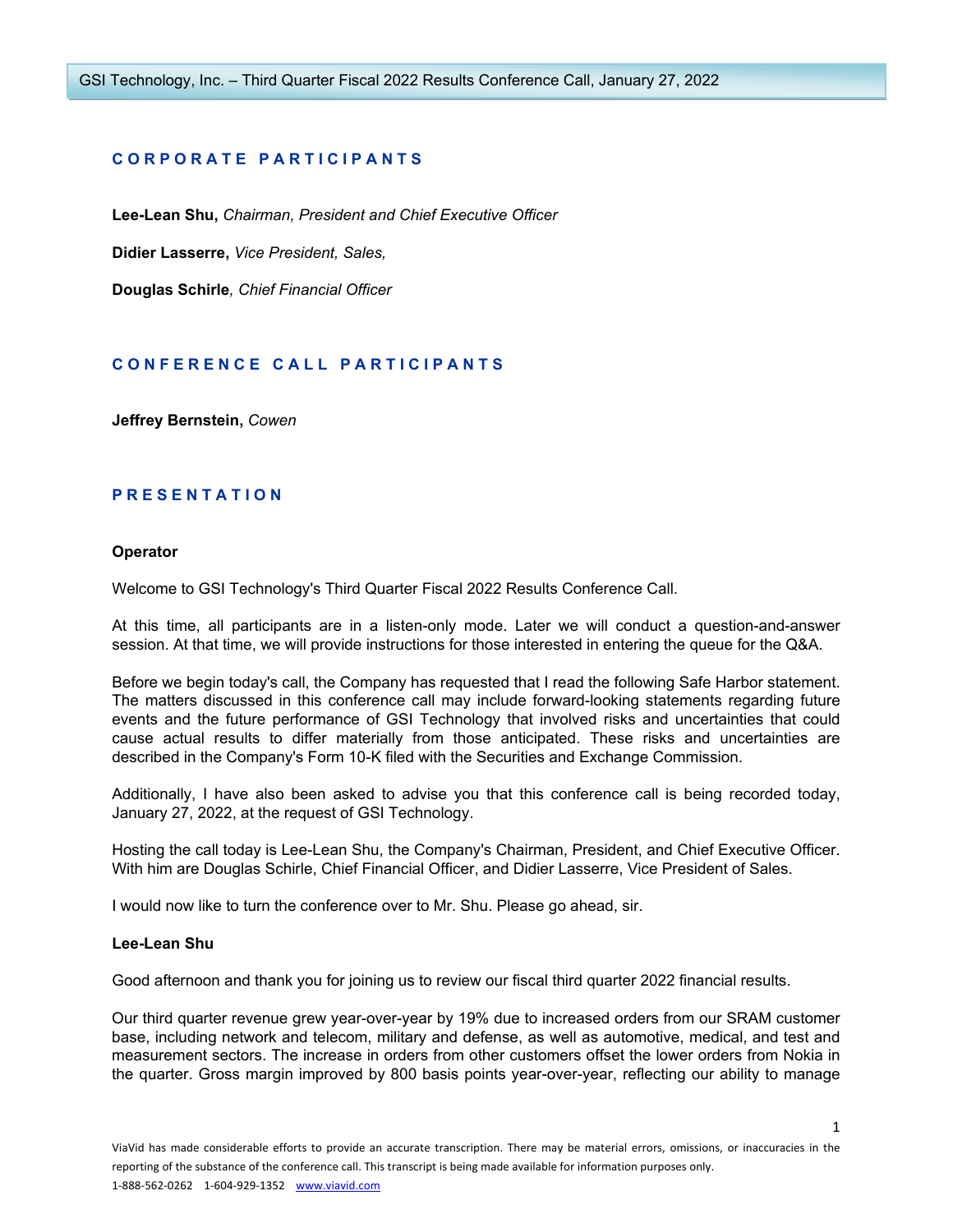# CORPORATE PARTICIPANTS

**Lee-Lean Shu,** *Chairman, President and Chief Executive Officer*

**Didier Lasserre,** *Vice President, Sales,*

**Douglas Schirle***, Chief Financial Officer*

# CONFERENCE CALL PARTICIPANTS

**Jeffrey Bernstein,** *Cowen*

# PRESENTATION

**Operator**

Welcome to GSI Technology's Third Quarter Fiscal 2022 Results Conference Call.

At this time, all participants are in a listen-only mode. Later we will conduct a question-and-answer session. At that time, we will provide instructions for those interested in entering the queue for the Q&A.

Before we begin today's call, the Company has requested that I read the following Safe Harbor statement. The matters discussed in this conference call may include forward-looking statements regarding future events and the future performance of GSI Technology that involved risks and uncertainties that could cause actual results to differ materially from those anticipated. These risks and uncertainties are described in the Company's Form 10-K filed with the Securities and Exchange Commission.

Additionally, I have also been asked to advise you that this conference call is being recorded today, January 27, 2022, at the request of GSI Technology.

Hosting the call today is Lee-Lean Shu, the Company's Chairman, President, and Chief Executive Officer. With him are Douglas Schirle, Chief Financial Officer, and Didier Lasserre, Vice President of Sales.

I would now like to turn the conference over to Mr. Shu. Please go ahead, sir.

**Lee-Lean Shu**

Good afternoon and thank you for joining us to review our fiscal third quarter 2022 financial results.

Our third quarter revenue grew year-over-year by 19% due to increased orders from our SRAM customer base, including network and telecom, military and defense, as well as automotive, medical, and test and measurement sectors. The increase in orders from other customers offset the lower orders from Nokia in the quarter. Gross margin improved by 800 basis points year-over-year, reflecting our ability to manage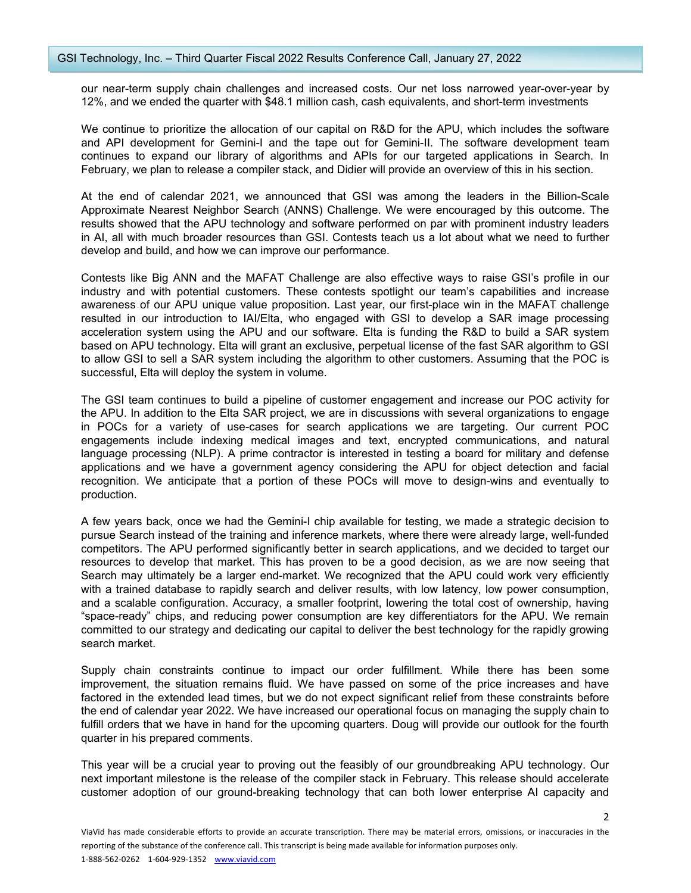our near-term supply chain challenges and increased costs. Our net loss narrowed year-over-year by 12%, and we ended the quarter with $48.1 million cash, cash equivalents, and short-term investments

We continue to prioritize the allocation of our capital on R&D for the APU, which includes the software and API development for Gemini-I and the tape out for Gemini-II. The software development team continues to expand our library of algorithms and APIs for our targeted applications in Search. In February, we plan to release a compiler stack, and Didier will provide an overview of this in his section.

At the end of calendar 2021, we announced that GSI was among the leaders in the Billion-Scale Approximate Nearest Neighbor Search (ANNS) Challenge. We were encouraged by this outcome. The results showed that the APU technology and software performed on par with prominent industry leaders in AI, all with much broader resources than GSI. Contests teach us a lot about what we need to further develop and build, and how we can improve our performance.

Contests like Big ANN and the MAFAT Challenge are also effective ways to raise GSI's profile in our industry and with potential customers. These contests spotlight our team's capabilities and increase awareness of our APU unique value proposition. Last year, our first-place win in the MAFAT challenge resulted in our introduction to IAI/Elta, who engaged with GSI to develop a SAR image processing acceleration system using the APU and our software. Elta is funding the R&D to build a SAR system based on APU technology. Elta will grant an exclusive, perpetual license of the fast SAR algorithm to GSI to allow GSI to sell a SAR system including the algorithm to other customers. Assuming that the POC is successful, Elta will deploy the system in volume.

The GSI team continues to build a pipeline of customer engagement and increase our POC activity for the APU. In addition to the Elta SAR project, we are in discussions with several organizations to engage in POCs for a variety of use-cases for search applications we are targeting. Our current POC engagements include indexing medical images and text, encrypted communications, and natural language processing (NLP). A prime contractor is interested in testing a board for military and defense applications and we have a government agency considering the APU for object detection and facial recognition. We anticipate that a portion of these POCs will move to design-wins and eventually to production.

A few years back, once we had the Gemini-I chip available for testing, we made a strategic decision to pursue Search instead of the training and inference markets, where there were already large, well-funded competitors. The APU performed significantly better in search applications, and we decided to target our resources to develop that market. This has proven to be a good decision, as we are now seeing that Search may ultimately be a larger end-market. We recognized that the APU could work very efficiently with a trained database to rapidly search and deliver results, with low latency, low power consumption, and a scalable configuration. Accuracy, a smaller footprint, lowering the total cost of ownership, having "space-ready" chips, and reducing power consumption are key differentiators for the APU. We remain committed to our strategy and dedicating our capital to deliver the best technology for the rapidly growing search market.

Supply chain constraints continue to impact our order fulfillment. While there has been some improvement, the situation remains fluid. We have passed on some of the price increases and have factored in the extended lead times, but we do not expect significant relief from these constraints before the end of calendar year 2022. We have increased our operational focus on managing the supply chain to fulfill orders that we have in hand for the upcoming quarters. Doug will provide our outlook for the fourth quarter in his prepared comments.

This year will be a crucial year to proving out the feasibly of our groundbreaking APU technology. Our next important milestone is the release of the compiler stack in February. This release should accelerate customer adoption of our ground-breaking technology that can both lower enterprise AI capacity and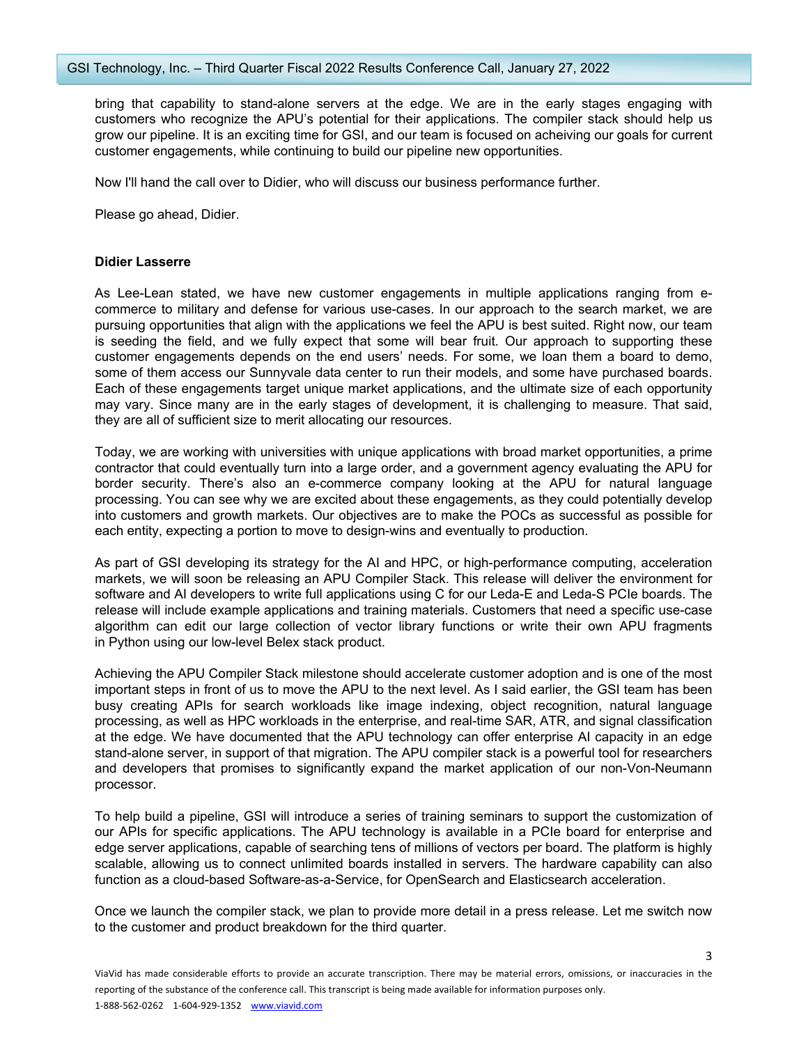bring that capability to stand-alone servers at the edge. We are in the early stages engaging with customers who recognize the APU's potential for their applications. The compiler stack should help us grow our pipeline. It is an exciting time for GSI, and our team is focused on acheiving our goals for current customer engagements, while continuing to build our pipeline new opportunities.

Now I'll hand the call over to Didier, who will discuss our business performance further.

Please go ahead, Didier.

**Didier Lasserre**

As Lee-Lean stated, we have new customer engagements in multiple applications ranging from e-commerce to military and defense for various use-cases. In our approach to the search market, we are pursuing opportunities that align with the applications we feel the APU is best suited. Right now, our team is seeding the field, and we fully expect that some will bear fruit. Our approach to supporting these customer engagements depends on the end users' needs. For some, we loan them a board to demo, some of them access our Sunnyvale data center to run their models, and some have purchased boards. Each of these engagements target unique market applications, and the ultimate size of each opportunity may vary. Since many are in the early stages of development, it is challenging to measure. That said, they are all of sufficient size to merit allocating our resources.

Today, we are working with universities with unique applications with broad market opportunities, a prime contractor that could eventually turn into a large order, and a government agency evaluating the APU for border security. There's also an e-commerce company looking at the APU for natural language processing. You can see why we are excited about these engagements, as they could potentially develop into customers and growth markets. Our objectives are to make the POCs as successful as possible for each entity, expecting a portion to move to design-wins and eventually to production.

As part of GSI developing its strategy for the AI and HPC, or high-performance computing, acceleration markets, we will soon be releasing an APU Compiler Stack. This release will deliver the environment for software and AI developers to write full applications using C for our Leda-E and Leda-S PCIe boards. The release will include example applications and training materials. Customers that need a specific use-case algorithm can edit our large collection of vector library functions or write their own APU fragments in Python using our low-level Belex stack product.

Achieving the APU Compiler Stack milestone should accelerate customer adoption and is one of the most important steps in front of us to move the APU to the next level. As I said earlier, the GSI team has been busy creating APIs for search workloads like image indexing, object recognition, natural language processing, as well as HPC workloads in the enterprise, and real-time SAR, ATR, and signal classification at the edge. We have documented that the APU technology can offer enterprise AI capacity in an edge stand-alone server, in support of that migration. The APU compiler stack is a powerful tool for researchers and developers that promises to significantly expand the market application of our non-Von-Neumann processor.

To help build a pipeline, GSI will introduce a series of training seminars to support the customization of our APIs for specific applications. The APU technology is available in a PCIe board for enterprise and edge server applications, capable of searching tens of millions of vectors per board. The platform is highly scalable, allowing us to connect unlimited boards installed in servers. The hardware capability can also function as a cloud-based Software-as-a-Service, for OpenSearch and Elasticsearch acceleration.

Once we launch the compiler stack, we plan to provide more detail in a press release. Let me switch now to the customer and product breakdown for the third quarter.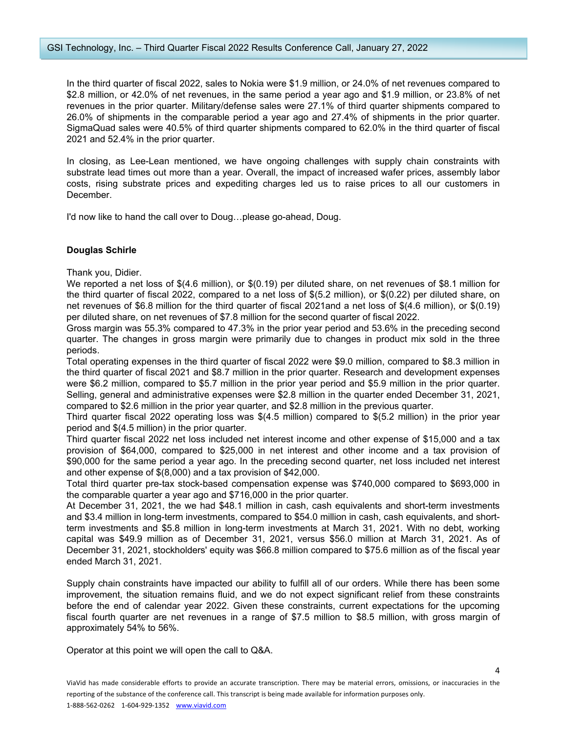In the third quarter of fiscal 2022, sales to Nokia were $1.9 million, or 24.0% of net revenues compared to $2.8 million, or 42.0% of net revenues, in the same period a year ago and $1.9 million, or 23.8% of net revenues in the prior quarter. Military/defense sales were 27.1% of third quarter shipments compared to 26.0% of shipments in the comparable period a year ago and 27.4% of shipments in the prior quarter. SigmaQuad sales were 40.5% of third quarter shipments compared to 62.0% in the third quarter of fiscal 2021 and 52.4% in the prior quarter.

In closing, as Lee-Lean mentioned, we have ongoing challenges with supply chain constraints with substrate lead times out more than a year. Overall, the impact of increased wafer prices, assembly labor costs, rising substrate prices and expediting charges led us to raise prices to all our customers in December.

I'd now like to hand the call over to Doug…please go-ahead, Doug.

**Douglas Schirle**

Thank you, Didier.

We reported a net loss of $(4.6 million), or $(0.19) per diluted share, on net revenues of $8.1 million for the third quarter of fiscal 2022, compared to a net loss of $(5.2 million), or $(0.22) per diluted share, on net revenues of $6.8 million for the third quarter of fiscal 2021and a net loss of $(4.6 million), or $(0.19) per diluted share, on net revenues of $7.8 million for the second quarter of fiscal 2022.

Gross margin was 55.3% compared to 47.3% in the prior year period and 53.6% in the preceding second quarter. The changes in gross margin were primarily due to changes in product mix sold in the three periods.

Total operating expenses in the third quarter of fiscal 2022 were $9.0 million, compared to $8.3 million in the third quarter of fiscal 2021 and $8.7 million in the prior quarter. Research and development expenses were $6.2 million, compared to $5.7 million in the prior year period and $5.9 million in the prior quarter. Selling, general and administrative expenses were $2.8 million in the quarter ended December 31, 2021, compared to $2.6 million in the prior year quarter, and $2.8 million in the previous quarter.

Third quarter fiscal 2022 operating loss was $(4.5 million) compared to $(5.2 million) in the prior year period and $(4.5 million) in the prior quarter.

Third quarter fiscal 2022 net loss included net interest income and other expense of $15,000 and a tax provision of $64,000, compared to $25,000 in net interest and other income and a tax provision of $90,000 for the same period a year ago. In the preceding second quarter, net loss included net interest and other expense of $(8,000) and a tax provision of $42,000.

Total third quarter pre-tax stock-based compensation expense was $740,000 compared to $693,000 in the comparable quarter a year ago and $716,000 in the prior quarter.

At December 31, 2021, the we had $48.1 million in cash, cash equivalents and short-term investments and $3.4 million in long-term investments, compared to $54.0 million in cash, cash equivalents, and short-term investments and $5.8 million in long-term investments at March 31, 2021. With no debt, working capital was $49.9 million as of December 31, 2021, versus $56.0 million at March 31, 2021. As of December 31, 2021, stockholders' equity was $66.8 million compared to $75.6 million as of the fiscal year ended March 31, 2021.

Supply chain constraints have impacted our ability to fulfill all of our orders. While there has been some improvement, the situation remains fluid, and we do not expect significant relief from these constraints before the end of calendar year 2022. Given these constraints, current expectations for the upcoming fiscal fourth quarter are net revenues in a range of $7.5 million to $8.5 million, with gross margin of approximately 54% to 56%.

Operator at this point we will open the call to Q&A.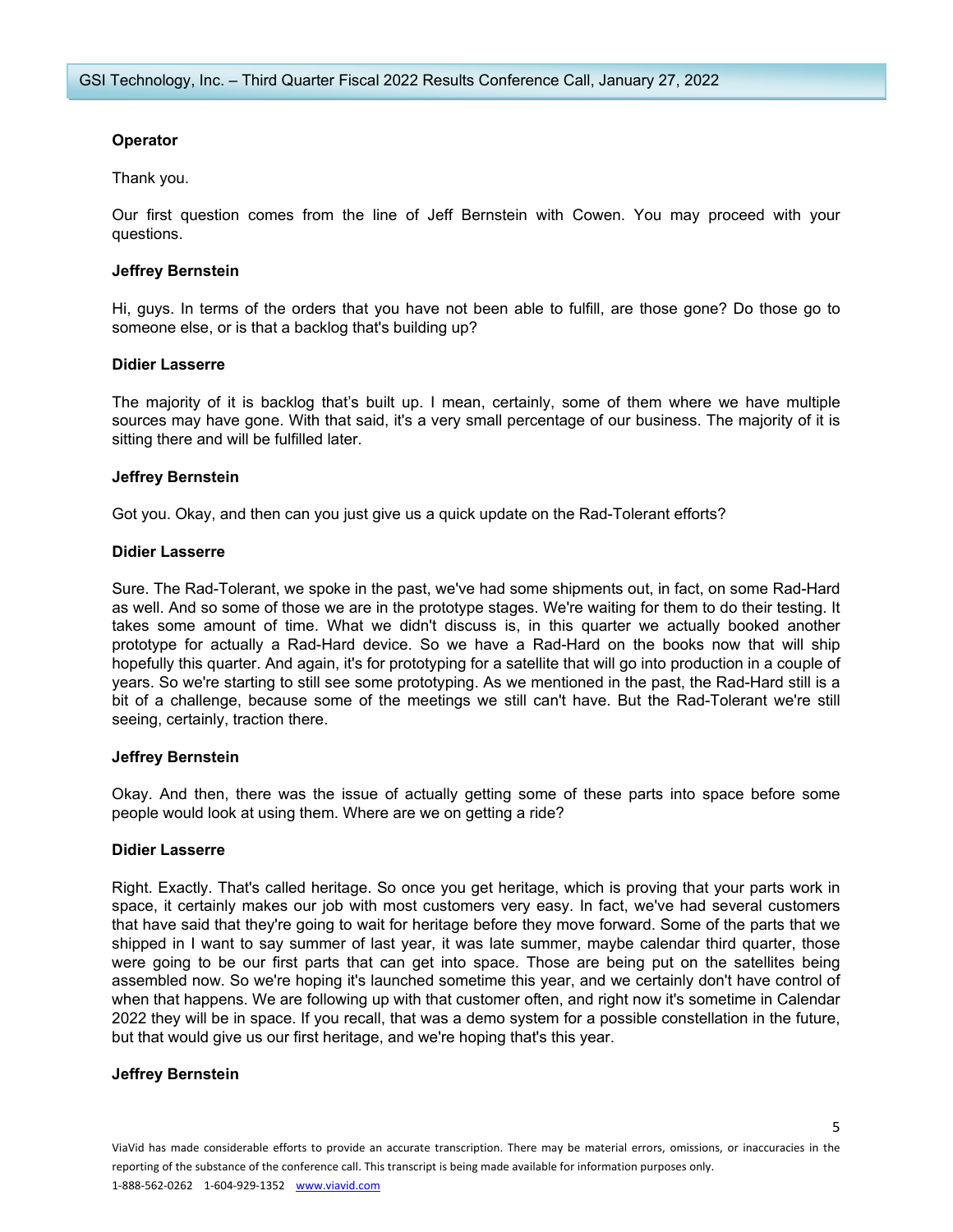**Operator**

Thank you.

Our first question comes from the line of Jeff Bernstein with Cowen. You may proceed with your questions.

**Jeffrey Bernstein**

Hi, guys. In terms of the orders that you have not been able to fulfill, are those gone? Do those go to someone else, or is that a backlog that's building up?

**Didier Lasserre**

The majority of it is backlog that's built up. I mean, certainly, some of them where we have multiple sources may have gone. With that said, it's a very small percentage of our business. The majority of it is sitting there and will be fulfilled later.

**Jeffrey Bernstein**

Got you. Okay, and then can you just give us a quick update on the Rad-Tolerant efforts?

**Didier Lasserre**

Sure. The Rad-Tolerant, we spoke in the past, we've had some shipments out, in fact, on some Rad-Hard as well. And so some of those we are in the prototype stages. We're waiting for them to do their testing. It takes some amount of time. What we didn't discuss is, in this quarter we actually booked another prototype for actually a Rad-Hard device. So we have a Rad-Hard on the books now that will ship hopefully this quarter. And again, it's for prototyping for a satellite that will go into production in a couple of years. So we're starting to still see some prototyping. As we mentioned in the past, the Rad-Hard still is a bit of a challenge, because some of the meetings we still can't have. But the Rad-Tolerant we're still seeing, certainly, traction there.

**Jeffrey Bernstein**

Okay. And then, there was the issue of actually getting some of these parts into space before some people would look at using them. Where are we on getting a ride?

**Didier Lasserre**

Right. Exactly. That's called heritage. So once you get heritage, which is proving that your parts work in space, it certainly makes our job with most customers very easy. In fact, we've had several customers that have said that they're going to wait for heritage before they move forward. Some of the parts that we shipped in I want to say summer of last year, it was late summer, maybe calendar third quarter, those were going to be our first parts that can get into space. Those are being put on the satellites being assembled now. So we're hoping it's launched sometime this year, and we certainly don't have control of when that happens. We are following up with that customer often, and right now it's sometime in Calendar 2022 they will be in space. If you recall, that was a demo system for a possible constellation in the future, but that would give us our first heritage, and we're hoping that's this year.

**Jeffrey Bernstein**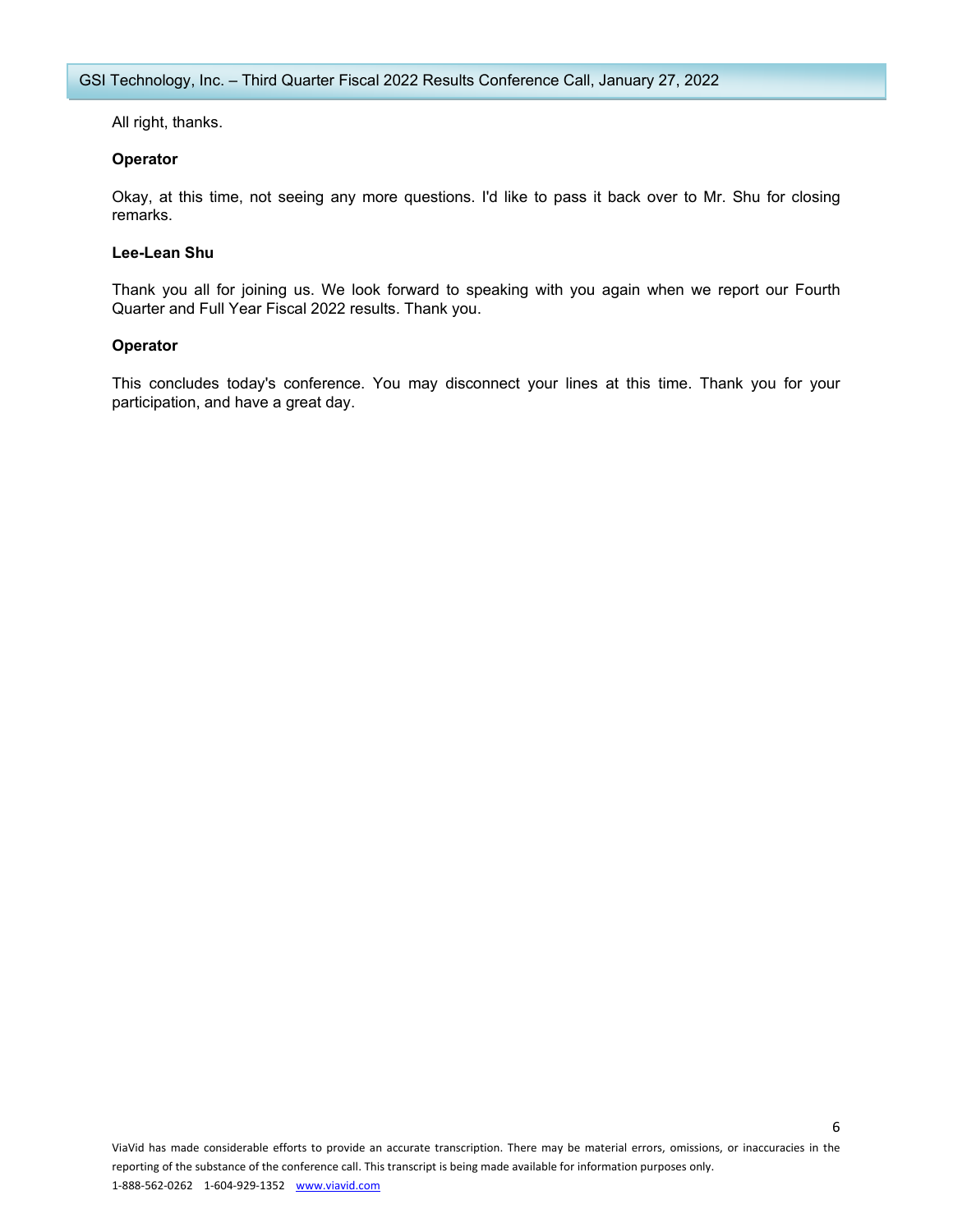All right, thanks.

**Operator**

Okay, at this time, not seeing any more questions. I'd like to pass it back over to Mr. Shu for closing remarks.

**Lee-Lean Shu**

Thank you all for joining us. We look forward to speaking with you again when we report our Fourth Quarter and Full Year Fiscal 2022 results. Thank you.

**Operator**

This concludes today's conference. You may disconnect your lines at this time. Thank you for your participation, and have a great day.